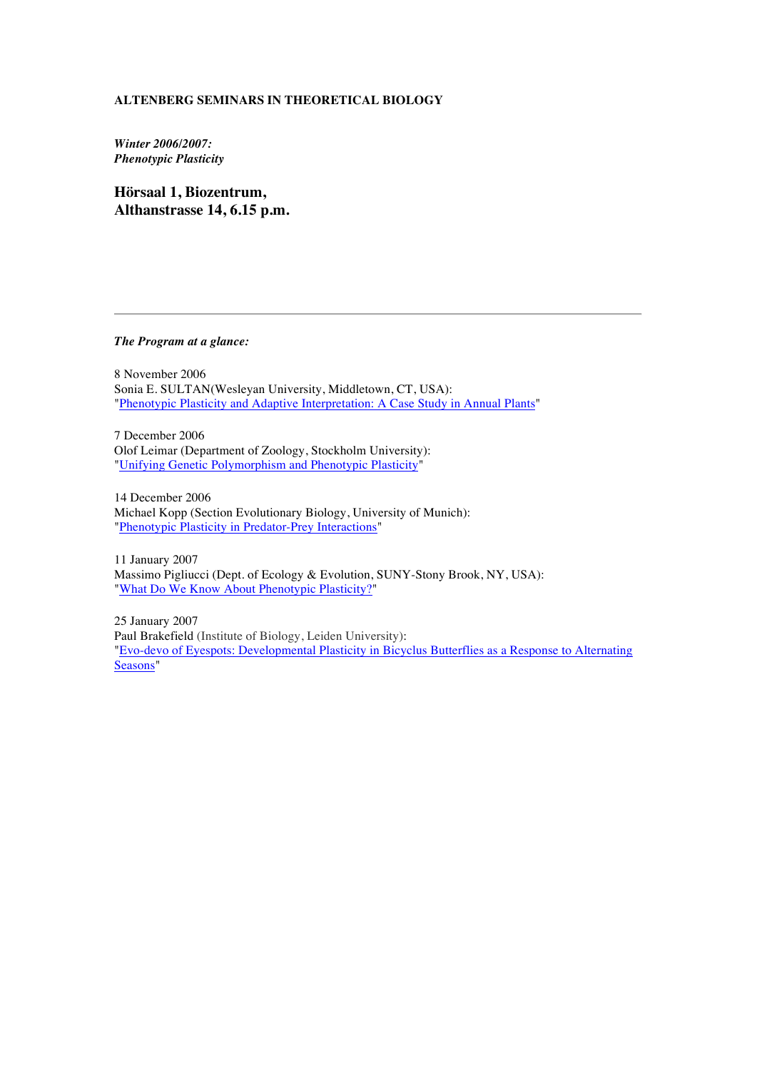**ALTENBERG SEMINARS IN THEORETICAL BIOLOGY**

***Winter 2006/2007:***
***Phenotypic Plasticity***

## Hörsaal 1, Biozentrum, Althanstrasse 14, 6.15 p.m.

---

***The Program at a glance:***

8 November 2006
Sonia E. SULTAN(Wesleyan University, Middletown, CT, USA):
"Phenotypic Plasticity and Adaptive Interpretation: A Case Study in Annual Plants"

7 December 2006
Olof Leimar (Department of Zoology, Stockholm University):
"Unifying Genetic Polymorphism and Phenotypic Plasticity"

14 December 2006
Michael Kopp (Section Evolutionary Biology, University of Munich):
"Phenotypic Plasticity in Predator-Prey Interactions"

11 January 2007
Massimo Pigliucci (Dept. of Ecology & Evolution, SUNY-Stony Brook, NY, USA):
"What Do We Know About Phenotypic Plasticity?"

25 January 2007
Paul Brakefield (Institute of Biology, Leiden University):
"Evo-devo of Eyespots: Developmental Plasticity in Bicyclus Butterflies as a Response to Alternating Seasons"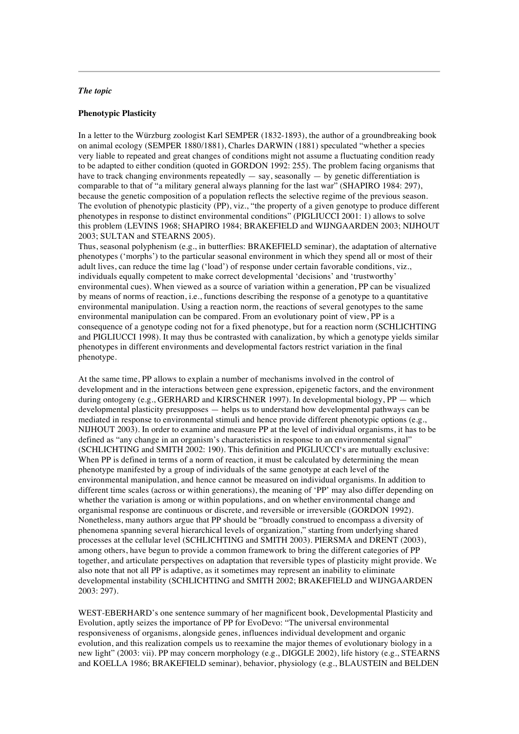*The topic*

**Phenotypic Plasticity**

In a letter to the Würzburg zoologist Karl SEMPER (1832-1893), the author of a groundbreaking book on animal ecology (SEMPER 1880/1881), Charles DARWIN (1881) speculated "whether a species very liable to repeated and great changes of conditions might not assume a fluctuating condition ready to be adapted to either condition (quoted in GORDON 1992: 255). The problem facing organisms that have to track changing environments repeatedly — say, seasonally — by genetic differentiation is comparable to that of "a military general always planning for the last war" (SHAPIRO 1984: 297), because the genetic composition of a population reflects the selective regime of the previous season. The evolution of phenotypic plasticity (PP), viz., "the property of a given genotype to produce different phenotypes in response to distinct environmental conditions" (PIGLIUCCI 2001: 1) allows to solve this problem (LEVINS 1968; SHAPIRO 1984; BRAKEFIELD and WIJNGAARDEN 2003; NIJHOUT 2003; SULTAN and STEARNS 2005).
Thus, seasonal polyphenism (e.g., in butterflies: BRAKEFIELD seminar), the adaptation of alternative phenotypes ('morphs') to the particular seasonal environment in which they spend all or most of their adult lives, can reduce the time lag ('load') of response under certain favorable conditions, viz., individuals equally competent to make correct developmental 'decisions' and 'trustworthy' environmental cues). When viewed as a source of variation within a generation, PP can be visualized by means of norms of reaction, i.e., functions describing the response of a genotype to a quantitative environmental manipulation. Using a reaction norm, the reactions of several genotypes to the same environmental manipulation can be compared. From an evolutionary point of view, PP is a consequence of a genotype coding not for a fixed phenotype, but for a reaction norm (SCHLICHTING and PIGLIUCCI 1998). It may thus be contrasted with canalization, by which a genotype yields similar phenotypes in different environments and developmental factors restrict variation in the final phenotype.

At the same time, PP allows to explain a number of mechanisms involved in the control of development and in the interactions between gene expression, epigenetic factors, and the environment during ontogeny (e.g., GERHARD and KIRSCHNER 1997). In developmental biology, PP — which developmental plasticity presupposes — helps us to understand how developmental pathways can be mediated in response to environmental stimuli and hence provide different phenotypic options (e.g., NIJHOUT 2003). In order to examine and measure PP at the level of individual organisms, it has to be defined as "any change in an organism's characteristics in response to an environmental signal" (SCHLICHTING and SMITH 2002: 190). This definition and PIGLIUCCI's are mutually exclusive: When PP is defined in terms of a norm of reaction, it must be calculated by determining the mean phenotype manifested by a group of individuals of the same genotype at each level of the environmental manipulation, and hence cannot be measured on individual organisms. In addition to different time scales (across or within generations), the meaning of 'PP' may also differ depending on whether the variation is among or within populations, and on whether environmental change and organismal response are continuous or discrete, and reversible or irreversible (GORDON 1992). Nonetheless, many authors argue that PP should be "broadly construed to encompass a diversity of phenomena spanning several hierarchical levels of organization," starting from underlying shared processes at the cellular level (SCHLICHTING and SMITH 2003). PIERSMA and DRENT (2003), among others, have begun to provide a common framework to bring the different categories of PP together, and articulate perspectives on adaptation that reversible types of plasticity might provide. We also note that not all PP is adaptive, as it sometimes may represent an inability to eliminate developmental instability (SCHLICHTING and SMITH 2002; BRAKEFIELD and WIJNGAARDEN 2003: 297).

WEST-EBERHARD's one sentence summary of her magnificent book, Developmental Plasticity and Evolution, aptly seizes the importance of PP for EvoDevo: "The universal environmental responsiveness of organisms, alongside genes, influences individual development and organic evolution, and this realization compels us to reexamine the major themes of evolutionary biology in a new light" (2003: vii). PP may concern morphology (e.g., DIGGLE 2002), life history (e.g., STEARNS and KOELLA 1986; BRAKEFIELD seminar), behavior, physiology (e.g., BLAUSTEIN and BELDEN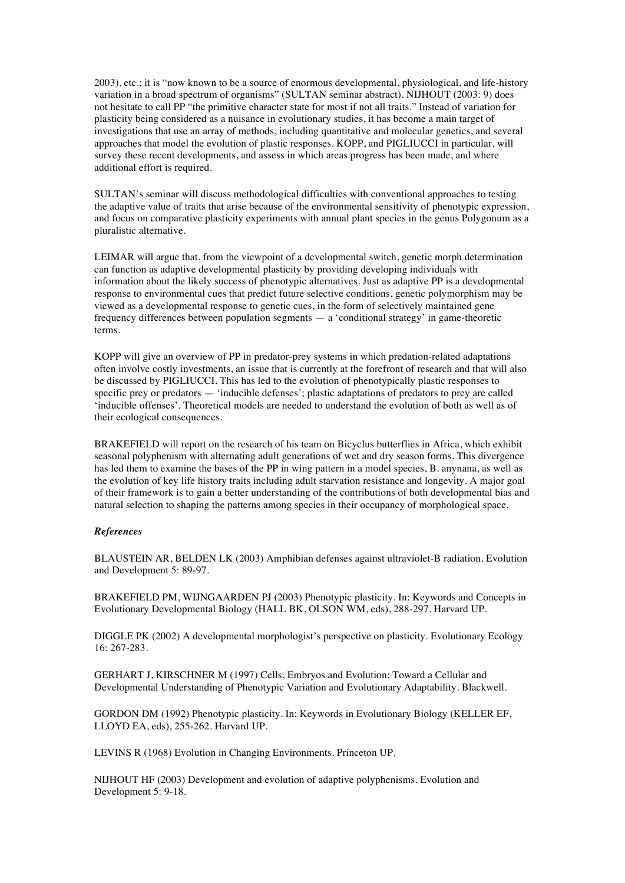2003), etc.; it is "now known to be a source of enormous developmental, physiological, and life-history variation in a broad spectrum of organisms" (SULTAN seminar abstract). NIJHOUT (2003: 9) does not hesitate to call PP "the primitive character state for most if not all traits." Instead of variation for plasticity being considered as a nuisance in evolutionary studies, it has become a main target of investigations that use an array of methods, including quantitative and molecular genetics, and several approaches that model the evolution of plastic responses. KOPP, and PIGLIUCCI in particular, will survey these recent developments, and assess in which areas progress has been made, and where additional effort is required.

SULTAN's seminar will discuss methodological difficulties with conventional approaches to testing the adaptive value of traits that arise because of the environmental sensitivity of phenotypic expression, and focus on comparative plasticity experiments with annual plant species in the genus Polygonum as a pluralistic alternative.

LEIMAR will argue that, from the viewpoint of a developmental switch, genetic morph determination can function as adaptive developmental plasticity by providing developing individuals with information about the likely success of phenotypic alternatives. Just as adaptive PP is a developmental response to environmental cues that predict future selective conditions, genetic polymorphism may be viewed as a developmental response to genetic cues, in the form of selectively maintained gene frequency differences between population segments — a 'conditional strategy' in game-theoretic terms.

KOPP will give an overview of PP in predator-prey systems in which predation-related adaptations often involve costly investments, an issue that is currently at the forefront of research and that will also be discussed by PIGLIUCCI. This has led to the evolution of phenotypically plastic responses to specific prey or predators — 'inducible defenses'; plastic adaptations of predators to prey are called 'inducible offenses'. Theoretical models are needed to understand the evolution of both as well as of their ecological consequences.

BRAKEFIELD will report on the research of his team on Bicyclus butterflies in Africa, which exhibit seasonal polyphenism with alternating adult generations of wet and dry season forms. This divergence has led them to examine the bases of the PP in wing pattern in a model species, B. anynana, as well as the evolution of key life history traits including adult starvation resistance and longevity. A major goal of their framework is to gain a better understanding of the contributions of both developmental bias and natural selection to shaping the patterns among species in their occupancy of morphological space.

***References***

BLAUSTEIN AR, BELDEN LK (2003) Amphibian defenses against ultraviolet-B radiation. Evolution and Development 5: 89-97.

BRAKEFIELD PM, WIJNGAARDEN PJ (2003) Phenotypic plasticity. In: Keywords and Concepts in Evolutionary Developmental Biology (HALL BK, OLSON WM, eds), 288-297. Harvard UP.

DIGGLE PK (2002) A developmental morphologist's perspective on plasticity. Evolutionary Ecology 16: 267-283.

GERHART J, KIRSCHNER M (1997) Cells, Embryos and Evolution: Toward a Cellular and Developmental Understanding of Phenotypic Variation and Evolutionary Adaptability. Blackwell.

GORDON DM (1992) Phenotypic plasticity. In: Keywords in Evolutionary Biology (KELLER EF, LLOYD EA, eds), 255-262. Harvard UP.

LEVINS R (1968) Evolution in Changing Environments. Princeton UP.

NIJHOUT HF (2003) Development and evolution of adaptive polyphenisms. Evolution and Development 5: 9-18.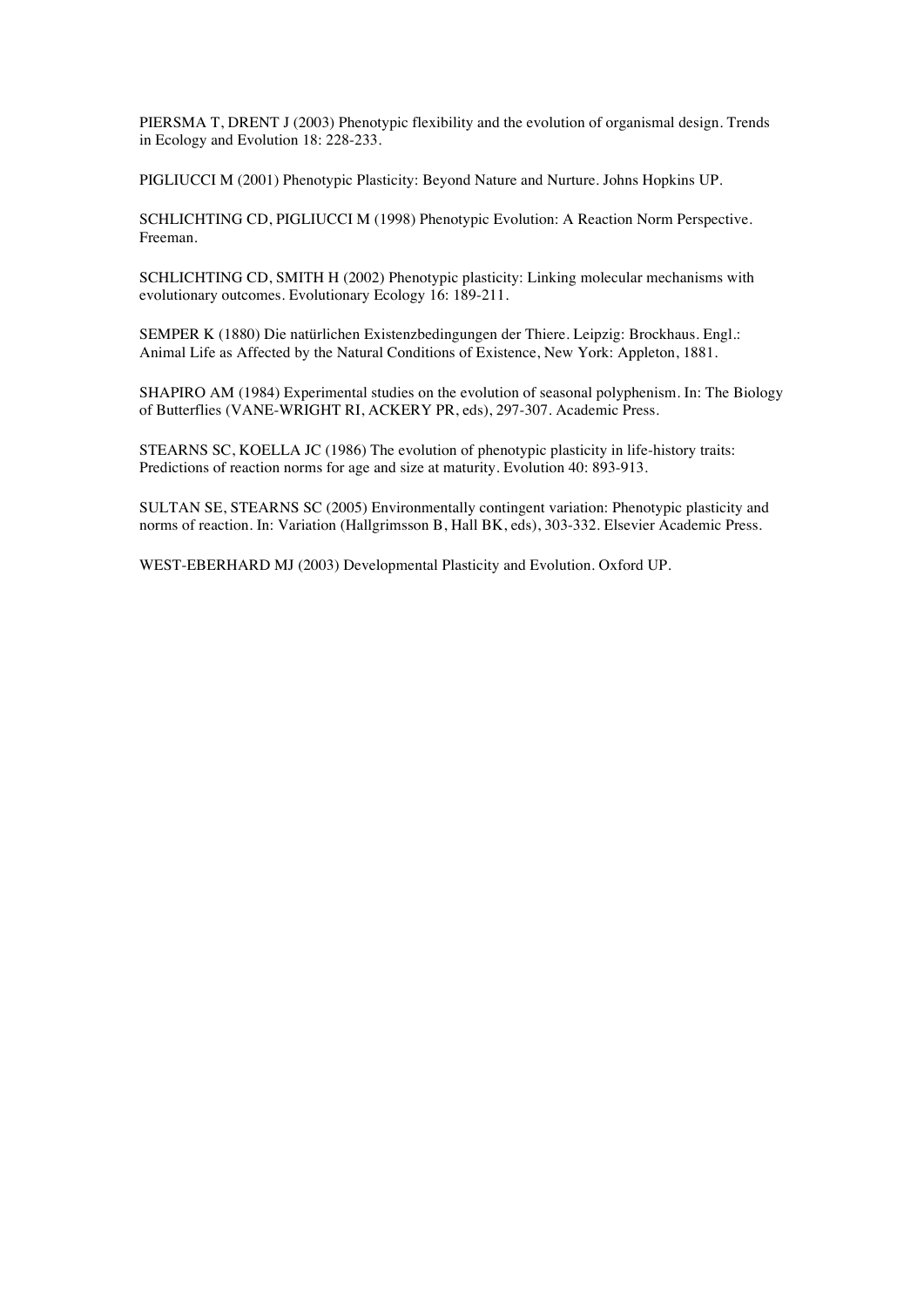PIERSMA T, DRENT J (2003) Phenotypic flexibility and the evolution of organismal design. Trends in Ecology and Evolution 18: 228-233.

PIGLIUCCI M (2001) Phenotypic Plasticity: Beyond Nature and Nurture. Johns Hopkins UP.

SCHLICHTING CD, PIGLIUCCI M (1998) Phenotypic Evolution: A Reaction Norm Perspective. Freeman.

SCHLICHTING CD, SMITH H (2002) Phenotypic plasticity: Linking molecular mechanisms with evolutionary outcomes. Evolutionary Ecology 16: 189-211.

SEMPER K (1880) Die natürlichen Existenzbedingungen der Thiere. Leipzig: Brockhaus. Engl.: Animal Life as Affected by the Natural Conditions of Existence, New York: Appleton, 1881.

SHAPIRO AM (1984) Experimental studies on the evolution of seasonal polyphenism. In: The Biology of Butterflies (VANE-WRIGHT RI, ACKERY PR, eds), 297-307. Academic Press.

STEARNS SC, KOELLA JC (1986) The evolution of phenotypic plasticity in life-history traits: Predictions of reaction norms for age and size at maturity. Evolution 40: 893-913.

SULTAN SE, STEARNS SC (2005) Environmentally contingent variation: Phenotypic plasticity and norms of reaction. In: Variation (Hallgrimsson B, Hall BK, eds), 303-332. Elsevier Academic Press.

WEST-EBERHARD MJ (2003) Developmental Plasticity and Evolution. Oxford UP.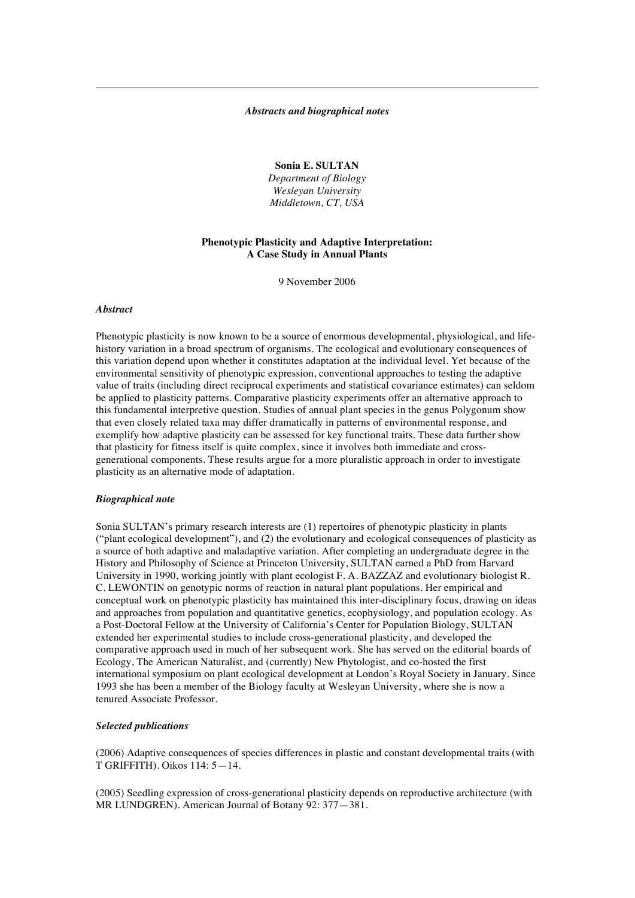*Abstracts and biographical notes*

**Sonia E. SULTAN**

*Department of Biology*
*Wesleyan University*
*Middletown, CT, USA*

**Phenotypic Plasticity and Adaptive Interpretation:**
**A Case Study in Annual Plants**

9 November 2006

***Abstract***

Phenotypic plasticity is now known to be a source of enormous developmental, physiological, and life-history variation in a broad spectrum of organisms. The ecological and evolutionary consequences of this variation depend upon whether it constitutes adaptation at the individual level. Yet because of the environmental sensitivity of phenotypic expression, conventional approaches to testing the adaptive value of traits (including direct reciprocal experiments and statistical covariance estimates) can seldom be applied to plasticity patterns. Comparative plasticity experiments offer an alternative approach to this fundamental interpretive question. Studies of annual plant species in the genus Polygonum show that even closely related taxa may differ dramatically in patterns of environmental response, and exemplify how adaptive plasticity can be assessed for key functional traits. These data further show that plasticity for fitness itself is quite complex, since it involves both immediate and cross-generational components. These results argue for a more pluralistic approach in order to investigate plasticity as an alternative mode of adaptation.

***Biographical note***

Sonia SULTAN's primary research interests are (1) repertoires of phenotypic plasticity in plants ("plant ecological development"), and (2) the evolutionary and ecological consequences of plasticity as a source of both adaptive and maladaptive variation. After completing an undergraduate degree in the History and Philosophy of Science at Princeton University, SULTAN earned a PhD from Harvard University in 1990, working jointly with plant ecologist F. A. BAZZAZ and evolutionary biologist R. C. LEWONTIN on genotypic norms of reaction in natural plant populations. Her empirical and conceptual work on phenotypic plasticity has maintained this inter-disciplinary focus, drawing on ideas and approaches from population and quantitative genetics, ecophysiology, and population ecology. As a Post-Doctoral Fellow at the University of California's Center for Population Biology, SULTAN extended her experimental studies to include cross-generational plasticity, and developed the comparative approach used in much of her subsequent work. She has served on the editorial boards of Ecology, The American Naturalist, and (currently) New Phytologist, and co-hosted the first international symposium on plant ecological development at London's Royal Society in January. Since 1993 she has been a member of the Biology faculty at Wesleyan University, where she is now a tenured Associate Professor.

***Selected publications***

(2006) Adaptive consequences of species differences in plastic and constant developmental traits (with T GRIFFITH). Oikos 114: 5—14.

(2005) Seedling expression of cross-generational plasticity depends on reproductive architecture (with MR LUNDGREN). American Journal of Botany 92: 377—381.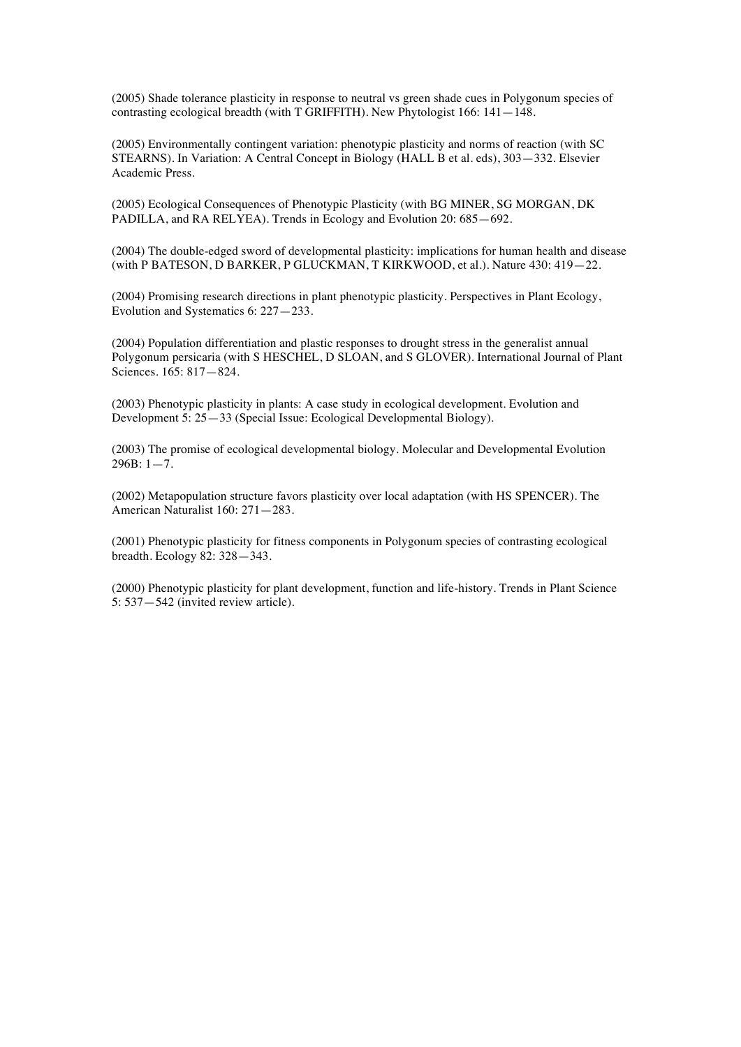(2005) Shade tolerance plasticity in response to neutral vs green shade cues in Polygonum species of contrasting ecological breadth (with T GRIFFITH). New Phytologist 166: 141—148.

(2005) Environmentally contingent variation: phenotypic plasticity and norms of reaction (with SC STEARNS). In Variation: A Central Concept in Biology (HALL B et al. eds), 303—332. Elsevier Academic Press.

(2005) Ecological Consequences of Phenotypic Plasticity (with BG MINER, SG MORGAN, DK PADILLA, and RA RELYEA). Trends in Ecology and Evolution 20: 685—692.

(2004) The double-edged sword of developmental plasticity: implications for human health and disease (with P BATESON, D BARKER, P GLUCKMAN, T KIRKWOOD, et al.). Nature 430: 419—22.

(2004) Promising research directions in plant phenotypic plasticity. Perspectives in Plant Ecology, Evolution and Systematics 6: 227—233.

(2004) Population differentiation and plastic responses to drought stress in the generalist annual Polygonum persicaria (with S HESCHEL, D SLOAN, and S GLOVER). International Journal of Plant Sciences. 165: 817—824.

(2003) Phenotypic plasticity in plants: A case study in ecological development. Evolution and Development 5: 25—33 (Special Issue: Ecological Developmental Biology).

(2003) The promise of ecological developmental biology. Molecular and Developmental Evolution 296B: 1—7.

(2002) Metapopulation structure favors plasticity over local adaptation (with HS SPENCER). The American Naturalist 160: 271—283.

(2001) Phenotypic plasticity for fitness components in Polygonum species of contrasting ecological breadth. Ecology 82: 328—343.

(2000) Phenotypic plasticity for plant development, function and life-history. Trends in Plant Science 5: 537—542 (invited review article).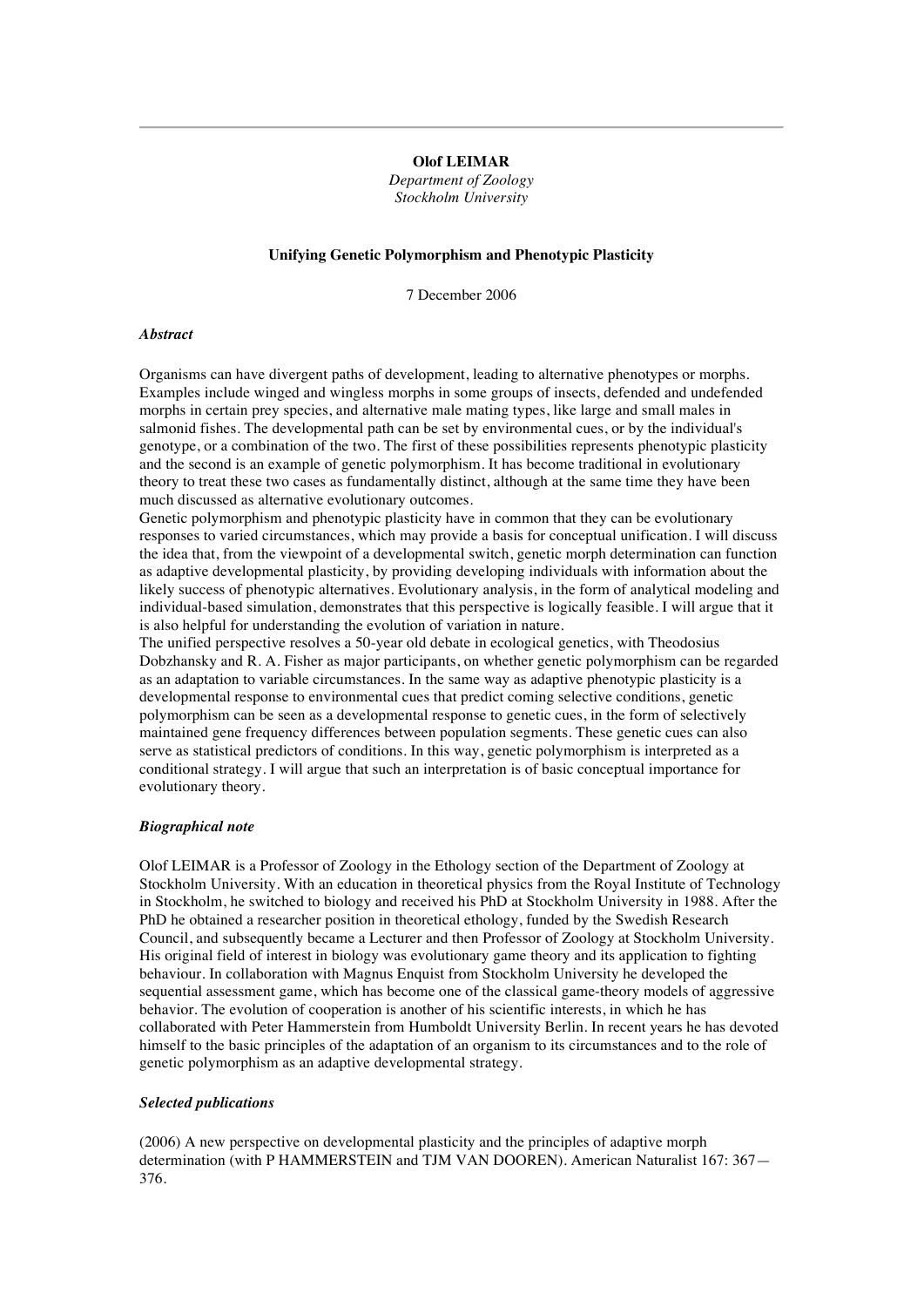**Olof LEIMAR**

*Department of Zoology*
*Stockholm University*

**Unifying Genetic Polymorphism and Phenotypic Plasticity**

7 December 2006

***Abstract***

Organisms can have divergent paths of development, leading to alternative phenotypes or morphs. Examples include winged and wingless morphs in some groups of insects, defended and undefended morphs in certain prey species, and alternative male mating types, like large and small males in salmonid fishes. The developmental path can be set by environmental cues, or by the individual's genotype, or a combination of the two. The first of these possibilities represents phenotypic plasticity and the second is an example of genetic polymorphism. It has become traditional in evolutionary theory to treat these two cases as fundamentally distinct, although at the same time they have been much discussed as alternative evolutionary outcomes.

Genetic polymorphism and phenotypic plasticity have in common that they can be evolutionary responses to varied circumstances, which may provide a basis for conceptual unification. I will discuss the idea that, from the viewpoint of a developmental switch, genetic morph determination can function as adaptive developmental plasticity, by providing developing individuals with information about the likely success of phenotypic alternatives. Evolutionary analysis, in the form of analytical modeling and individual-based simulation, demonstrates that this perspective is logically feasible. I will argue that it is also helpful for understanding the evolution of variation in nature.

The unified perspective resolves a 50-year old debate in ecological genetics, with Theodosius Dobzhansky and R. A. Fisher as major participants, on whether genetic polymorphism can be regarded as an adaptation to variable circumstances. In the same way as adaptive phenotypic plasticity is a developmental response to environmental cues that predict coming selective conditions, genetic polymorphism can be seen as a developmental response to genetic cues, in the form of selectively maintained gene frequency differences between population segments. These genetic cues can also serve as statistical predictors of conditions. In this way, genetic polymorphism is interpreted as a conditional strategy. I will argue that such an interpretation is of basic conceptual importance for evolutionary theory.

***Biographical note***

Olof LEIMAR is a Professor of Zoology in the Ethology section of the Department of Zoology at Stockholm University. With an education in theoretical physics from the Royal Institute of Technology in Stockholm, he switched to biology and received his PhD at Stockholm University in 1988. After the PhD he obtained a researcher position in theoretical ethology, funded by the Swedish Research Council, and subsequently became a Lecturer and then Professor of Zoology at Stockholm University. His original field of interest in biology was evolutionary game theory and its application to fighting behaviour. In collaboration with Magnus Enquist from Stockholm University he developed the sequential assessment game, which has become one of the classical game-theory models of aggressive behavior. The evolution of cooperation is another of his scientific interests, in which he has collaborated with Peter Hammerstein from Humboldt University Berlin. In recent years he has devoted himself to the basic principles of the adaptation of an organism to its circumstances and to the role of genetic polymorphism as an adaptive developmental strategy.

***Selected publications***

(2006) A new perspective on developmental plasticity and the principles of adaptive morph determination (with P HAMMERSTEIN and TJM VAN DOOREN). American Naturalist 167: 367—376.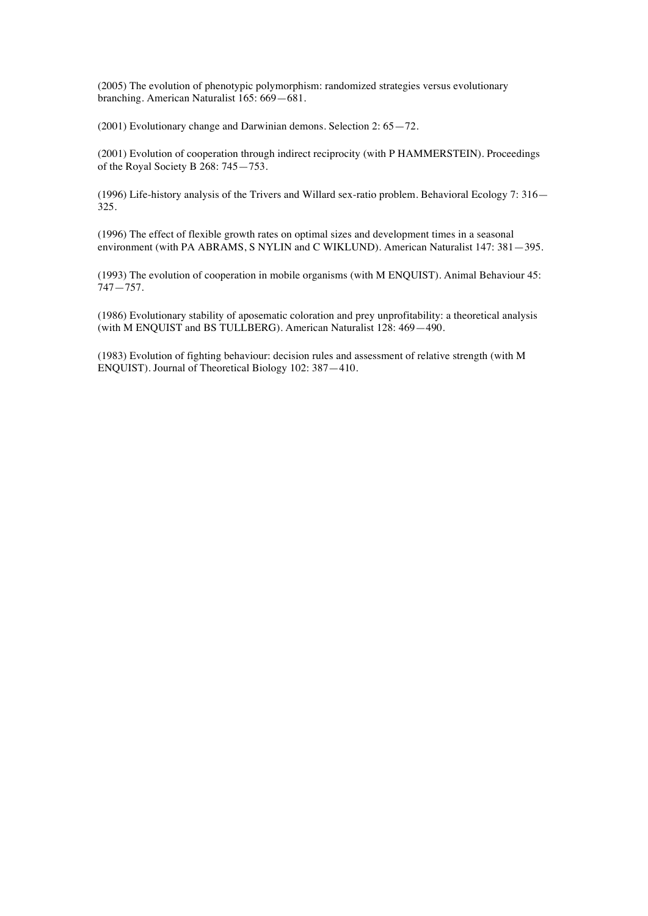(2005) The evolution of phenotypic polymorphism: randomized strategies versus evolutionary branching. American Naturalist 165: 669—681.

(2001) Evolutionary change and Darwinian demons. Selection 2: 65—72.

(2001) Evolution of cooperation through indirect reciprocity (with P HAMMERSTEIN). Proceedings of the Royal Society B 268: 745—753.

(1996) Life-history analysis of the Trivers and Willard sex-ratio problem. Behavioral Ecology 7: 316—325.

(1996) The effect of flexible growth rates on optimal sizes and development times in a seasonal environment (with PA ABRAMS, S NYLIN and C WIKLUND). American Naturalist 147: 381—395.

(1993) The evolution of cooperation in mobile organisms (with M ENQUIST). Animal Behaviour 45: 747—757.

(1986) Evolutionary stability of aposematic coloration and prey unprofitability: a theoretical analysis (with M ENQUIST and BS TULLBERG). American Naturalist 128: 469—490.

(1983) Evolution of fighting behaviour: decision rules and assessment of relative strength (with M ENQUIST). Journal of Theoretical Biology 102: 387—410.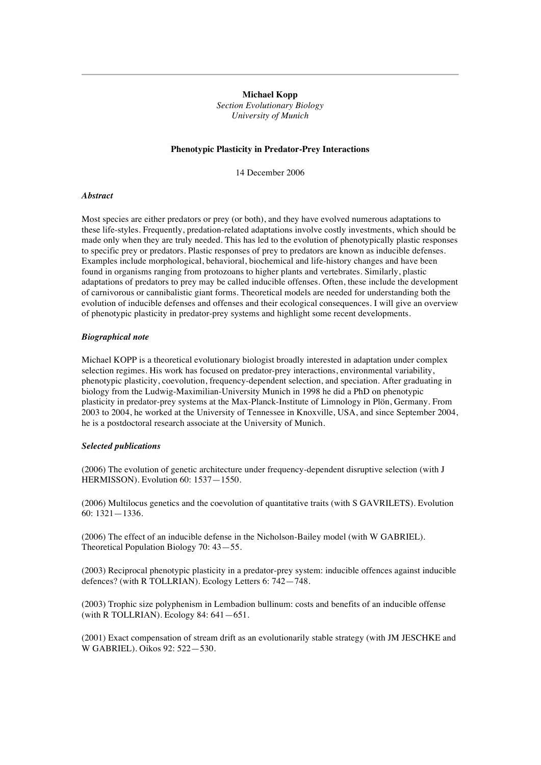**Michael Kopp**

*Section Evolutionary Biology*
*University of Munich*

**Phenotypic Plasticity in Predator-Prey Interactions**

14 December 2006

***Abstract***

Most species are either predators or prey (or both), and they have evolved numerous adaptations to these life-styles. Frequently, predation-related adaptations involve costly investments, which should be made only when they are truly needed. This has led to the evolution of phenotypically plastic responses to specific prey or predators. Plastic responses of prey to predators are known as inducible defenses. Examples include morphological, behavioral, biochemical and life-history changes and have been found in organisms ranging from protozoans to higher plants and vertebrates. Similarly, plastic adaptations of predators to prey may be called inducible offenses. Often, these include the development of carnivorous or cannibalistic giant forms. Theoretical models are needed for understanding both the evolution of inducible defenses and offenses and their ecological consequences. I will give an overview of phenotypic plasticity in predator-prey systems and highlight some recent developments.

***Biographical note***

Michael KOPP is a theoretical evolutionary biologist broadly interested in adaptation under complex selection regimes. His work has focused on predator-prey interactions, environmental variability, phenotypic plasticity, coevolution, frequency-dependent selection, and speciation. After graduating in biology from the Ludwig-Maximilian-University Munich in 1998 he did a PhD on phenotypic plasticity in predator-prey systems at the Max-Planck-Institute of Limnology in Plön, Germany. From 2003 to 2004, he worked at the University of Tennessee in Knoxville, USA, and since September 2004, he is a postdoctoral research associate at the University of Munich.

***Selected publications***

(2006) The evolution of genetic architecture under frequency-dependent disruptive selection (with J HERMISSON). Evolution 60: 1537—1550.

(2006) Multilocus genetics and the coevolution of quantitative traits (with S GAVRILETS). Evolution 60: 1321—1336.

(2006) The effect of an inducible defense in the Nicholson-Bailey model (with W GABRIEL). Theoretical Population Biology 70: 43—55.

(2003) Reciprocal phenotypic plasticity in a predator-prey system: inducible offences against inducible defences? (with R TOLLRIAN). Ecology Letters 6: 742—748.

(2003) Trophic size polyphenism in Lembadion bullinum: costs and benefits of an inducible offense (with R TOLLRIAN). Ecology 84: 641—651.

(2001) Exact compensation of stream drift as an evolutionarily stable strategy (with JM JESCHKE and W GABRIEL). Oikos 92: 522—530.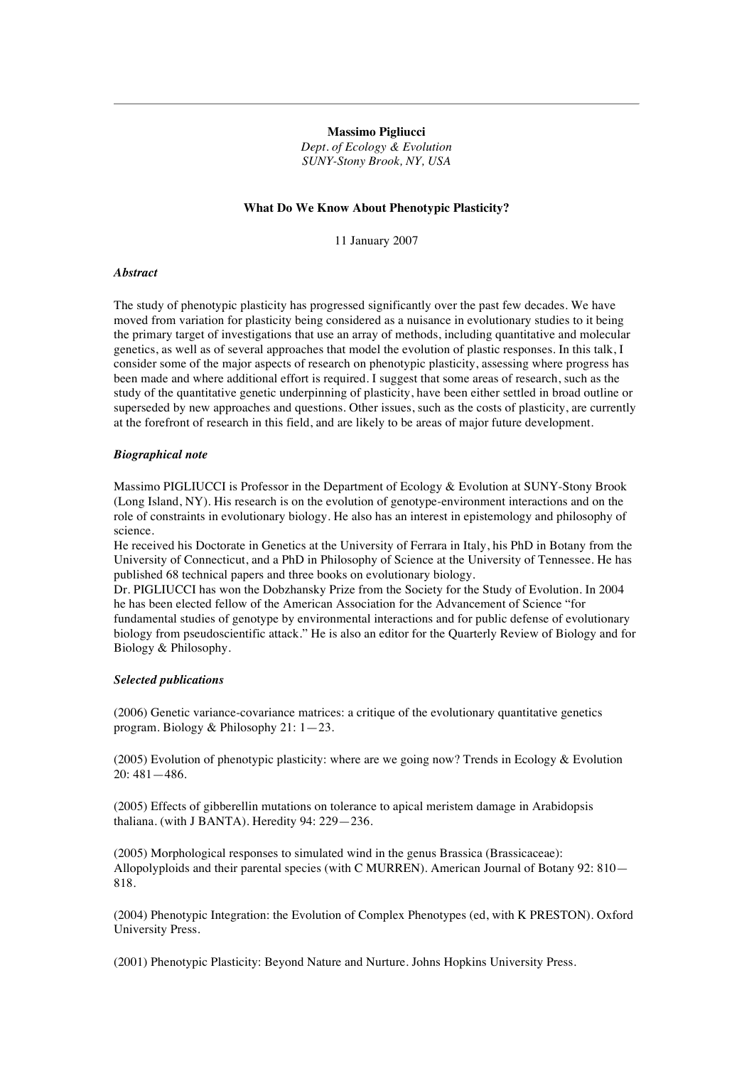**Massimo Pigliucci**

*Dept. of Ecology & Evolution*

*SUNY-Stony Brook, NY, USA*

**What Do We Know About Phenotypic Plasticity?**

11 January 2007

***Abstract***

The study of phenotypic plasticity has progressed significantly over the past few decades. We have moved from variation for plasticity being considered as a nuisance in evolutionary studies to it being the primary target of investigations that use an array of methods, including quantitative and molecular genetics, as well as of several approaches that model the evolution of plastic responses. In this talk, I consider some of the major aspects of research on phenotypic plasticity, assessing where progress has been made and where additional effort is required. I suggest that some areas of research, such as the study of the quantitative genetic underpinning of plasticity, have been either settled in broad outline or superseded by new approaches and questions. Other issues, such as the costs of plasticity, are currently at the forefront of research in this field, and are likely to be areas of major future development.

***Biographical note***

Massimo PIGLIUCCI is Professor in the Department of Ecology & Evolution at SUNY-Stony Brook (Long Island, NY). His research is on the evolution of genotype-environment interactions and on the role of constraints in evolutionary biology. He also has an interest in epistemology and philosophy of science.

He received his Doctorate in Genetics at the University of Ferrara in Italy, his PhD in Botany from the University of Connecticut, and a PhD in Philosophy of Science at the University of Tennessee. He has published 68 technical papers and three books on evolutionary biology.

Dr. PIGLIUCCI has won the Dobzhansky Prize from the Society for the Study of Evolution. In 2004 he has been elected fellow of the American Association for the Advancement of Science "for fundamental studies of genotype by environmental interactions and for public defense of evolutionary biology from pseudoscientific attack." He is also an editor for the Quarterly Review of Biology and for Biology & Philosophy.

***Selected publications***

(2006) Genetic variance-covariance matrices: a critique of the evolutionary quantitative genetics program. Biology & Philosophy 21: 1—23.

(2005) Evolution of phenotypic plasticity: where are we going now? Trends in Ecology & Evolution 20: 481—486.

(2005) Effects of gibberellin mutations on tolerance to apical meristem damage in Arabidopsis thaliana. (with J BANTA). Heredity 94: 229—236.

(2005) Morphological responses to simulated wind in the genus Brassica (Brassicaceae): Allopolyploids and their parental species (with C MURREN). American Journal of Botany 92: 810—818.

(2004) Phenotypic Integration: the Evolution of Complex Phenotypes (ed, with K PRESTON). Oxford University Press.

(2001) Phenotypic Plasticity: Beyond Nature and Nurture. Johns Hopkins University Press.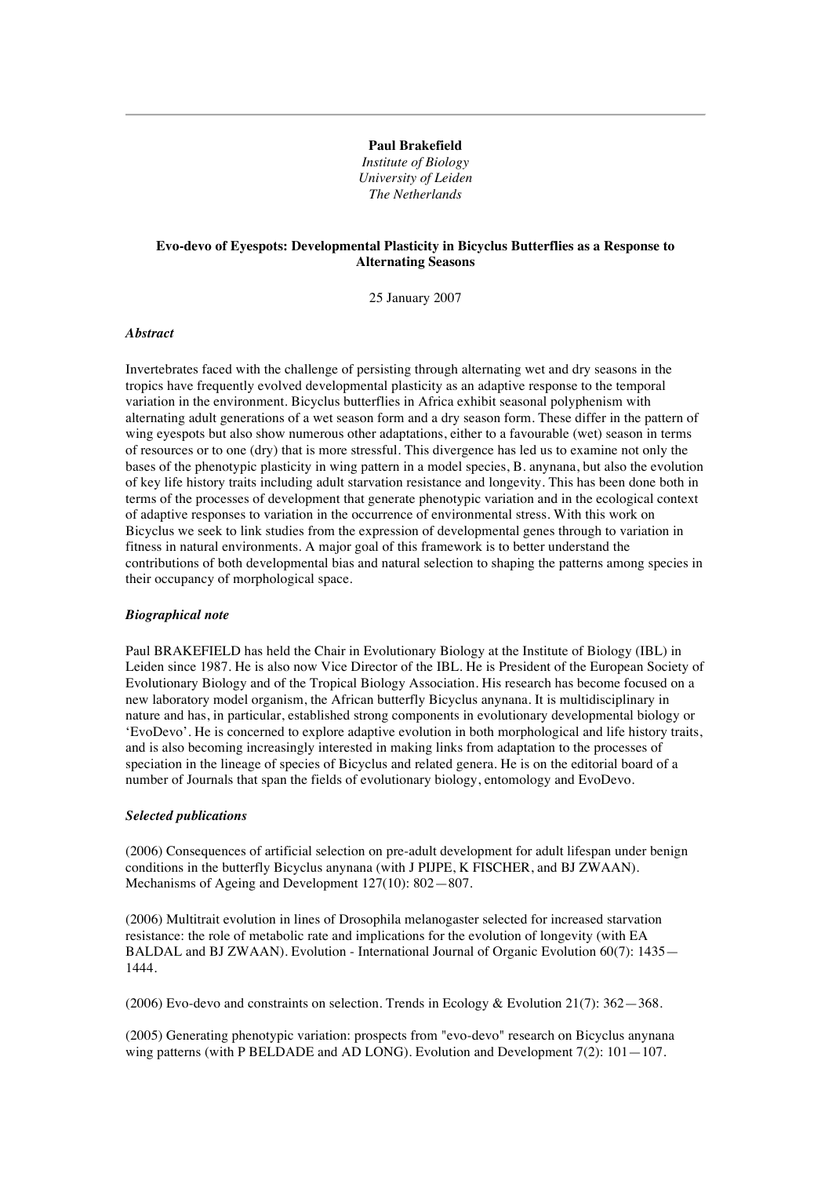**Paul Brakefield**  
*Institute of Biology*  
*University of Leiden*  
*The Netherlands*

**Evo-devo of Eyespots: Developmental Plasticity in Bicyclus Butterflies as a Response to Alternating Seasons**

25 January 2007

### *Abstract*

Invertebrates faced with the challenge of persisting through alternating wet and dry seasons in the tropics have frequently evolved developmental plasticity as an adaptive response to the temporal variation in the environment. Bicyclus butterflies in Africa exhibit seasonal polyphenism with alternating adult generations of a wet season form and a dry season form. These differ in the pattern of wing eyespots but also show numerous other adaptations, either to a favourable (wet) season in terms of resources or to one (dry) that is more stressful. This divergence has led us to examine not only the bases of the phenotypic plasticity in wing pattern in a model species, B. anynana, but also the evolution of key life history traits including adult starvation resistance and longevity. This has been done both in terms of the processes of development that generate phenotypic variation and in the ecological context of adaptive responses to variation in the occurrence of environmental stress. With this work on Bicyclus we seek to link studies from the expression of developmental genes through to variation in fitness in natural environments. A major goal of this framework is to better understand the contributions of both developmental bias and natural selection to shaping the patterns among species in their occupancy of morphological space.

### *Biographical note*

Paul BRAKEFIELD has held the Chair in Evolutionary Biology at the Institute of Biology (IBL) in Leiden since 1987. He is also now Vice Director of the IBL. He is President of the European Society of Evolutionary Biology and of the Tropical Biology Association. His research has become focused on a new laboratory model organism, the African butterfly Bicyclus anynana. It is multidisciplinary in nature and has, in particular, established strong components in evolutionary developmental biology or 'EvoDevo'. He is concerned to explore adaptive evolution in both morphological and life history traits, and is also becoming increasingly interested in making links from adaptation to the processes of speciation in the lineage of species of Bicyclus and related genera. He is on the editorial board of a number of Journals that span the fields of evolutionary biology, entomology and EvoDevo.

### *Selected publications*

(2006) Consequences of artificial selection on pre-adult development for adult lifespan under benign conditions in the butterfly Bicyclus anynana (with J PIJPE, K FISCHER, and BJ ZWAAN). Mechanisms of Ageing and Development 127(10): 802—807.

(2006) Multitrait evolution in lines of Drosophila melanogaster selected for increased starvation resistance: the role of metabolic rate and implications for the evolution of longevity (with EA BALDAL and BJ ZWAAN). Evolution - International Journal of Organic Evolution 60(7): 1435—1444.

(2006) Evo-devo and constraints on selection. Trends in Ecology & Evolution 21(7): 362—368.

(2005) Generating phenotypic variation: prospects from "evo-devo" research on Bicyclus anynana wing patterns (with P BELDADE and AD LONG). Evolution and Development 7(2): 101—107.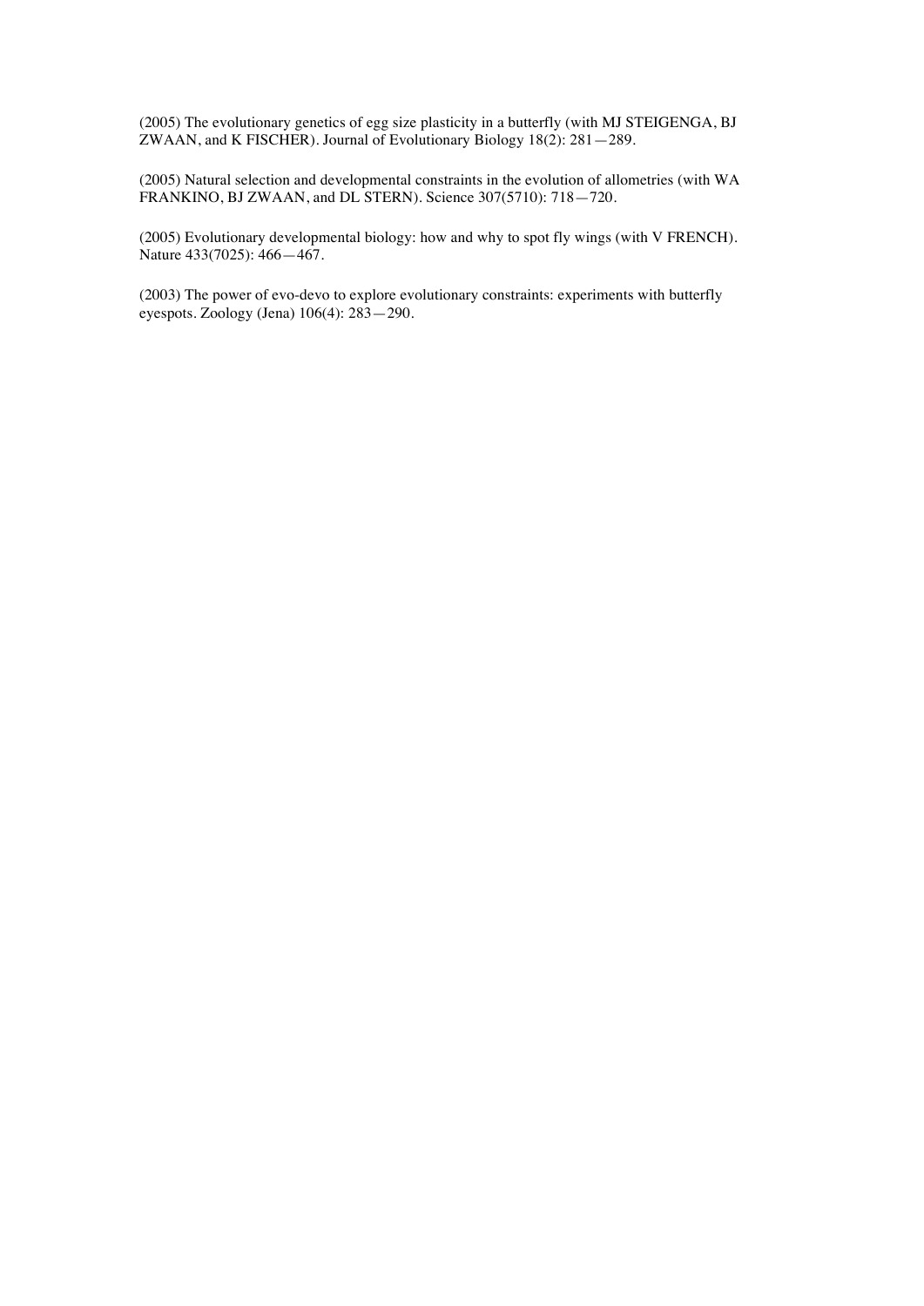(2005) The evolutionary genetics of egg size plasticity in a butterfly (with MJ STEIGENGA, BJ ZWAAN, and K FISCHER). Journal of Evolutionary Biology 18(2): 281—289.

(2005) Natural selection and developmental constraints in the evolution of allometries (with WA FRANKINO, BJ ZWAAN, and DL STERN). Science 307(5710): 718—720.

(2005) Evolutionary developmental biology: how and why to spot fly wings (with V FRENCH). Nature 433(7025): 466—467.

(2003) The power of evo-devo to explore evolutionary constraints: experiments with butterfly eyespots. Zoology (Jena) 106(4): 283—290.